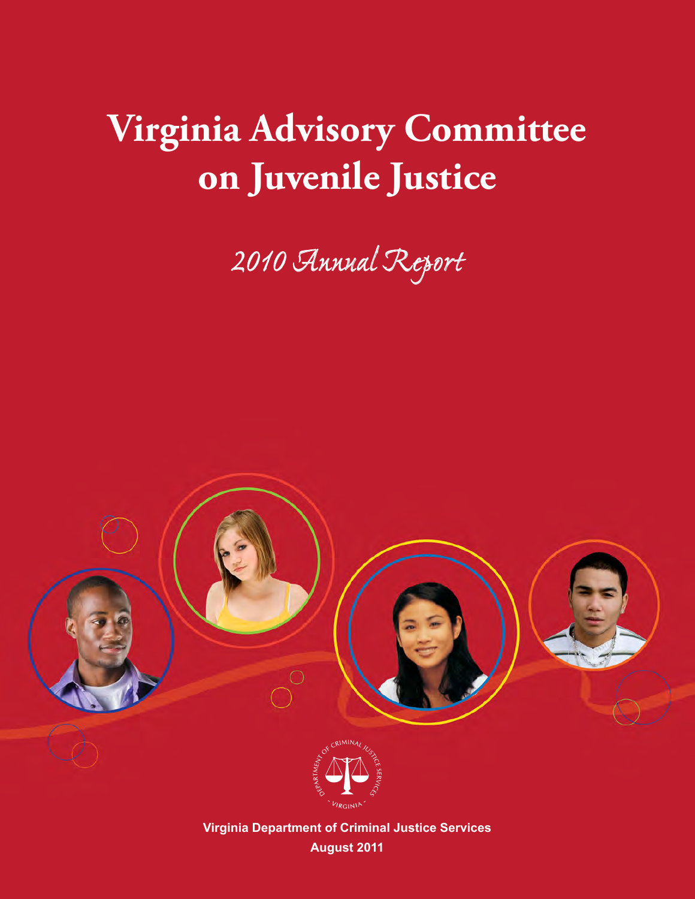# Virginia Advisory Committee on Juvenile Justice

## *2010 Annual Report*

Virginia Department of Criminal Justice Services

August 2011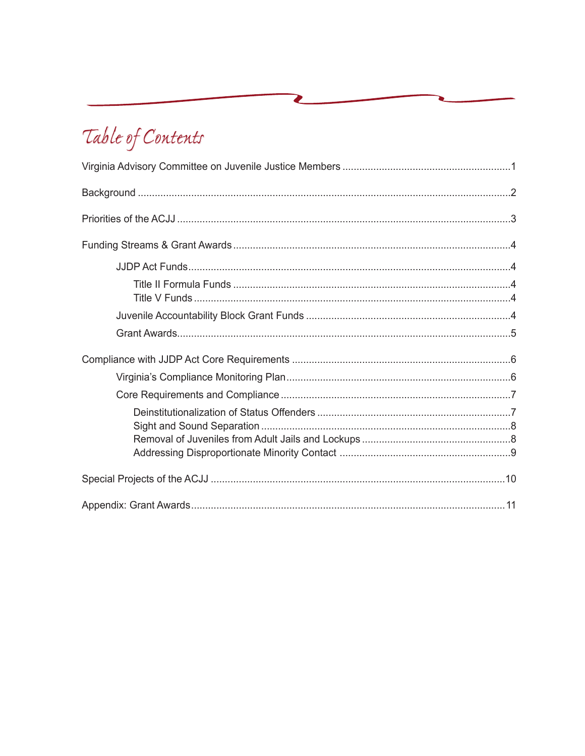# Table of Contents

Virginia Advisory Committee on Juvenile Justice Members ....................1

Background ....................2

Priorities of the ACJJ ....................3

Funding Streams & Grant Awards ....................4

- JJDP Act Funds ....................4
  - Title II Formula Funds ....................4
  - Title V Funds ....................4
- Juvenile Accountability Block Grant Funds ....................4
- Grant Awards ....................5

Compliance with JJDP Act Core Requirements ....................6

- Virginia's Compliance Monitoring Plan ....................6
- Core Requirements and Compliance ....................7
  - Deinstitutionalization of Status Offenders ....................7
  - Sight and Sound Separation ....................8
  - Removal of Juveniles from Adult Jails and Lockups ....................8
  - Addressing Disproportionate Minority Contact ....................9

Special Projects of the ACJJ ....................10

Appendix: Grant Awards ....................11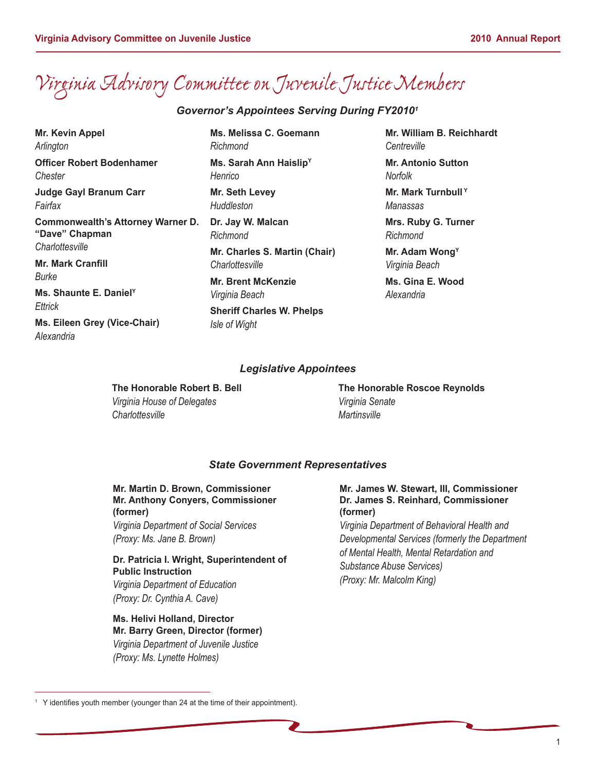# Virginia Advisory Committee on Juvenile Justice Members

### *Governor's Appointees Serving During FY2010*[1]

**Mr. Kevin Appel**
*Arlington*

**Officer Robert Bodenhamer**
*Chester*

**Judge Gayl Branum Carr**
*Fairfax*

**Commonwealth's Attorney Warner D. "Dave" Chapman**
*Charlottesville*

**Mr. Mark Cranfill**
*Burke*

**Ms. Shaunte E. Daniel**[Y]
*Ettrick*

**Ms. Eileen Grey (Vice-Chair)**
*Alexandria*

**Ms. Melissa C. Goemann**
*Richmond*

**Ms. Sarah Ann Haislip**[Y]
*Henrico*

**Mr. Seth Levey**
*Huddleston*

**Dr. Jay W. Malcan**
*Richmond*

**Mr. Charles S. Martin (Chair)**
*Charlottesville*

**Mr. Brent McKenzie**
*Virginia Beach*

**Sheriff Charles W. Phelps**
*Isle of Wight*

**Mr. William B. Reichhardt**
*Centreville*

**Mr. Antonio Sutton**
*Norfolk*

**Mr. Mark Turnbull**[Y]
*Manassas*

**Mrs. Ruby G. Turner**
*Richmond*

**Mr. Adam Wong**[Y]
*Virginia Beach*

**Ms. Gina E. Wood**
*Alexandria*

### *Legislative Appointees*

**The Honorable Robert B. Bell**
*Virginia House of Delegates*
*Charlottesville*

**The Honorable Roscoe Reynolds**
*Virginia Senate*
*Martinsville*

### *State Government Representatives*

**Mr. Martin D. Brown, Commissioner**
**Mr. Anthony Conyers, Commissioner (former)**
*Virginia Department of Social Services*
*(Proxy: Ms. Jane B. Brown)*

**Dr. Patricia I. Wright, Superintendent of Public Instruction**
*Virginia Department of Education*
*(Proxy: Dr. Cynthia A. Cave)*

**Ms. Helivi Holland, Director**
**Mr. Barry Green, Director (former)**
*Virginia Department of Juvenile Justice*
*(Proxy: Ms. Lynette Holmes)*

**Mr. James W. Stewart, III, Commissioner**
**Dr. James S. Reinhard, Commissioner (former)**
*Virginia Department of Behavioral Health and Developmental Services (formerly the Department of Mental Health, Mental Retardation and Substance Abuse Services)*
*(Proxy: Mr. Malcolm King)*

---

[1] Y identifies youth member (younger than 24 at the time of their appointment).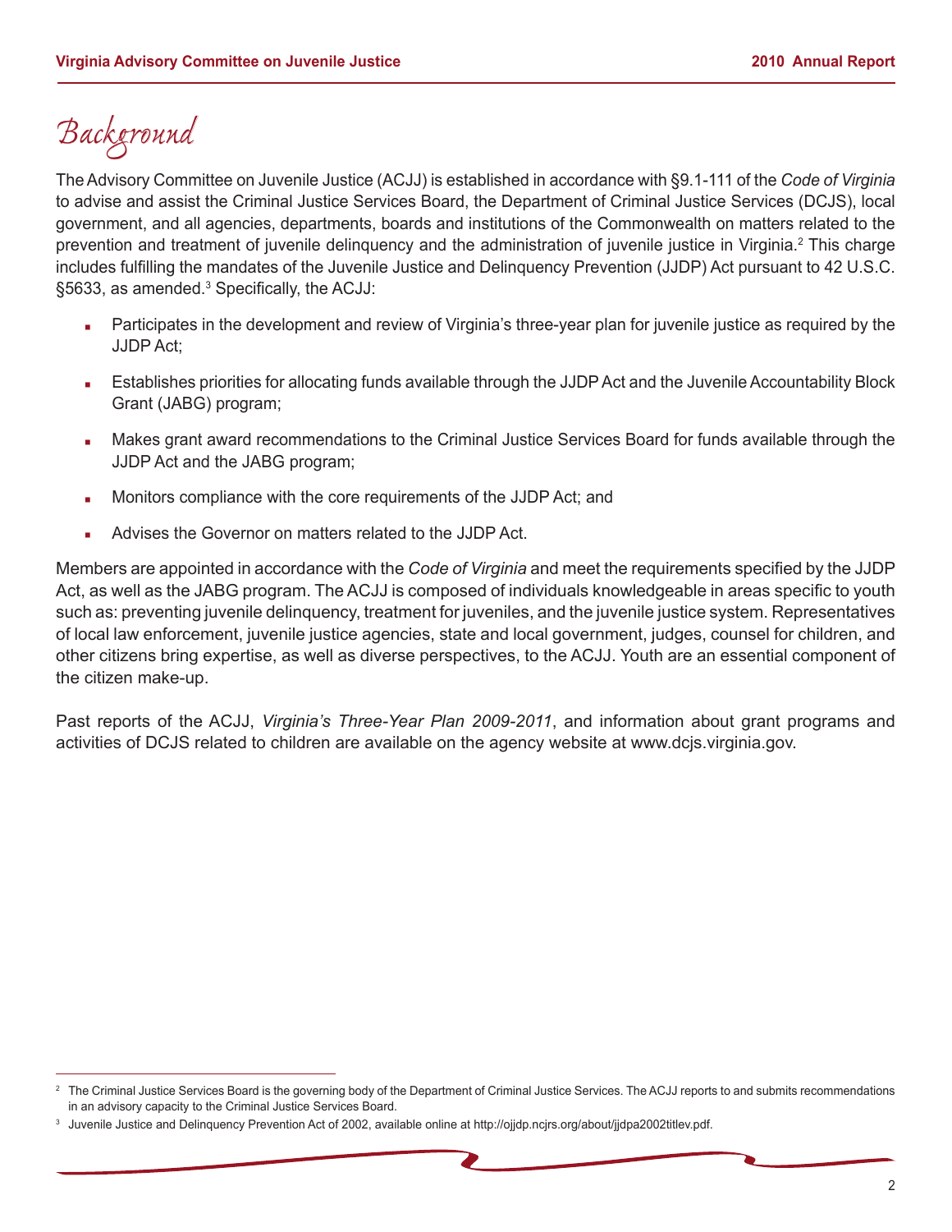# Background

The Advisory Committee on Juvenile Justice (ACJJ) is established in accordance with §9.1-111 of the *Code of Virginia* to advise and assist the Criminal Justice Services Board, the Department of Criminal Justice Services (DCJS), local government, and all agencies, departments, boards and institutions of the Commonwealth on matters related to the prevention and treatment of juvenile delinquency and the administration of juvenile justice in Virginia.[2] This charge includes fulfilling the mandates of the Juvenile Justice and Delinquency Prevention (JJDP) Act pursuant to 42 U.S.C. §5633, as amended.[3] Specifically, the ACJJ:

- Participates in the development and review of Virginia's three-year plan for juvenile justice as required by the JJDP Act;
- Establishes priorities for allocating funds available through the JJDP Act and the Juvenile Accountability Block Grant (JABG) program;
- Makes grant award recommendations to the Criminal Justice Services Board for funds available through the JJDP Act and the JABG program;
- Monitors compliance with the core requirements of the JJDP Act; and
- Advises the Governor on matters related to the JJDP Act.

Members are appointed in accordance with the *Code of Virginia* and meet the requirements specified by the JJDP Act, as well as the JABG program. The ACJJ is composed of individuals knowledgeable in areas specific to youth such as: preventing juvenile delinquency, treatment for juveniles, and the juvenile justice system. Representatives of local law enforcement, juvenile justice agencies, state and local government, judges, counsel for children, and other citizens bring expertise, as well as diverse perspectives, to the ACJJ. Youth are an essential component of the citizen make-up.

Past reports of the ACJJ, *Virginia's Three-Year Plan 2009-2011*, and information about grant programs and activities of DCJS related to children are available on the agency website at www.dcjs.virginia.gov.

---

[2] The Criminal Justice Services Board is the governing body of the Department of Criminal Justice Services. The ACJJ reports to and submits recommendations in an advisory capacity to the Criminal Justice Services Board.

[3] Juvenile Justice and Delinquency Prevention Act of 2002, available online at http://ojjdp.ncjrs.org/about/jjdpa2002titlev.pdf.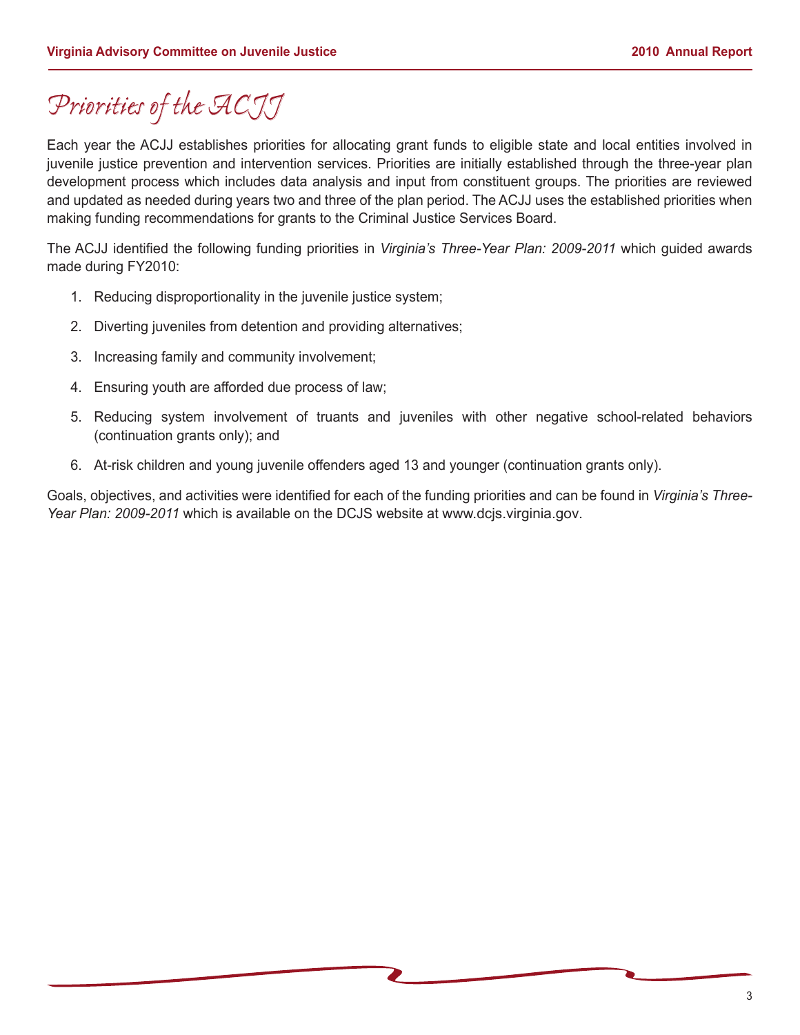# Priorities of the ACJJ

Each year the ACJJ establishes priorities for allocating grant funds to eligible state and local entities involved in juvenile justice prevention and intervention services. Priorities are initially established through the three-year plan development process which includes data analysis and input from constituent groups. The priorities are reviewed and updated as needed during years two and three of the plan period. The ACJJ uses the established priorities when making funding recommendations for grants to the Criminal Justice Services Board.

The ACJJ identified the following funding priorities in *Virginia's Three-Year Plan: 2009-2011* which guided awards made during FY2010:

1. Reducing disproportionality in the juvenile justice system;
2. Diverting juveniles from detention and providing alternatives;
3. Increasing family and community involvement;
4. Ensuring youth are afforded due process of law;
5. Reducing system involvement of truants and juveniles with other negative school-related behaviors (continuation grants only); and
6. At-risk children and young juvenile offenders aged 13 and younger (continuation grants only).

Goals, objectives, and activities were identified for each of the funding priorities and can be found in *Virginia's Three-Year Plan: 2009-2011* which is available on the DCJS website at www.dcjs.virginia.gov.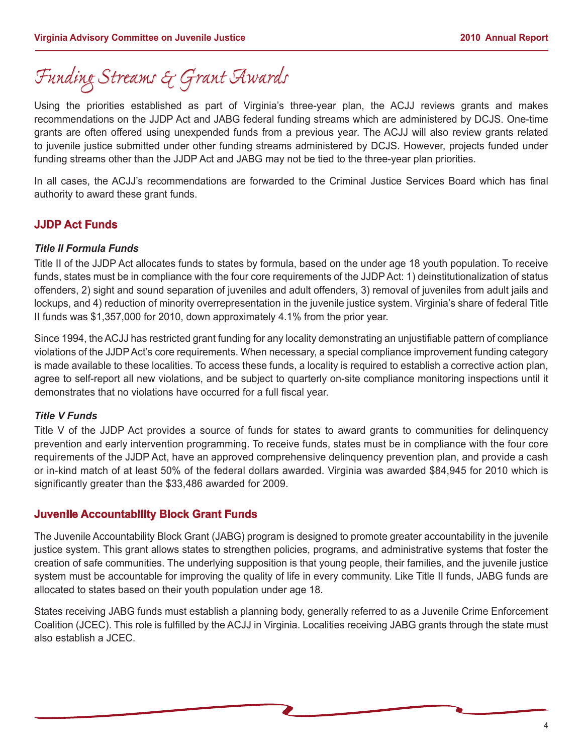# Funding Streams & Grant Awards

Using the priorities established as part of Virginia's three-year plan, the ACJJ reviews grants and makes recommendations on the JJDP Act and JABG federal funding streams which are administered by DCJS. One-time grants are often offered using unexpended funds from a previous year. The ACJJ will also review grants related to juvenile justice submitted under other funding streams administered by DCJS. However, projects funded under funding streams other than the JJDP Act and JABG may not be tied to the three-year plan priorities.

In all cases, the ACJJ's recommendations are forwarded to the Criminal Justice Services Board which has final authority to award these grant funds.

## JJDP Act Funds

### *Title II Formula Funds*

Title II of the JJDP Act allocates funds to states by formula, based on the under age 18 youth population. To receive funds, states must be in compliance with the four core requirements of the JJDP Act: 1) deinstitutionalization of status offenders, 2) sight and sound separation of juveniles and adult offenders, 3) removal of juveniles from adult jails and lockups, and 4) reduction of minority overrepresentation in the juvenile justice system. Virginia's share of federal Title II funds was $1,357,000 for 2010, down approximately 4.1% from the prior year.

Since 1994, the ACJJ has restricted grant funding for any locality demonstrating an unjustifiable pattern of compliance violations of the JJDP Act's core requirements. When necessary, a special compliance improvement funding category is made available to these localities. To access these funds, a locality is required to establish a corrective action plan, agree to self-report all new violations, and be subject to quarterly on-site compliance monitoring inspections until it demonstrates that no violations have occurred for a full fiscal year.

### *Title V Funds*

Title V of the JJDP Act provides a source of funds for states to award grants to communities for delinquency prevention and early intervention programming. To receive funds, states must be in compliance with the four core requirements of the JJDP Act, have an approved comprehensive delinquency prevention plan, and provide a cash or in-kind match of at least 50% of the federal dollars awarded. Virginia was awarded $84,945 for 2010 which is significantly greater than the $33,486 awarded for 2009.

## Juvenile Accountability Block Grant Funds

The Juvenile Accountability Block Grant (JABG) program is designed to promote greater accountability in the juvenile justice system. This grant allows states to strengthen policies, programs, and administrative systems that foster the creation of safe communities. The underlying supposition is that young people, their families, and the juvenile justice system must be accountable for improving the quality of life in every community. Like Title II funds, JABG funds are allocated to states based on their youth population under age 18.

States receiving JABG funds must establish a planning body, generally referred to as a Juvenile Crime Enforcement Coalition (JCEC). This role is fulfilled by the ACJJ in Virginia. Localities receiving JABG grants through the state must also establish a JCEC.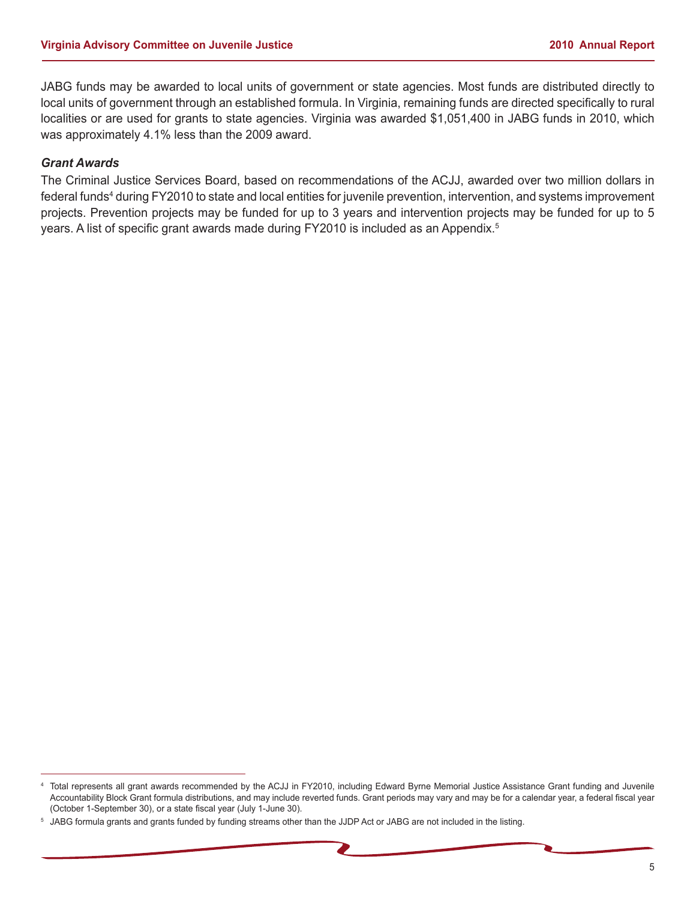JABG funds may be awarded to local units of government or state agencies. Most funds are distributed directly to local units of government through an established formula. In Virginia, remaining funds are directed specifically to rural localities or are used for grants to state agencies. Virginia was awarded $1,051,400 in JABG funds in 2010, which was approximately 4.1% less than the 2009 award.

***Grant Awards***

The Criminal Justice Services Board, based on recommendations of the ACJJ, awarded over two million dollars in federal funds[4] during FY2010 to state and local entities for juvenile prevention, intervention, and systems improvement projects. Prevention projects may be funded for up to 3 years and intervention projects may be funded for up to 5 years. A list of specific grant awards made during FY2010 is included as an Appendix.[5]

---

[4] Total represents all grant awards recommended by the ACJJ in FY2010, including Edward Byrne Memorial Justice Assistance Grant funding and Juvenile Accountability Block Grant formula distributions, and may include reverted funds. Grant periods may vary and may be for a calendar year, a federal fiscal year (October 1-September 30), or a state fiscal year (July 1-June 30).

[5] JABG formula grants and grants funded by funding streams other than the JJDP Act or JABG are not included in the listing.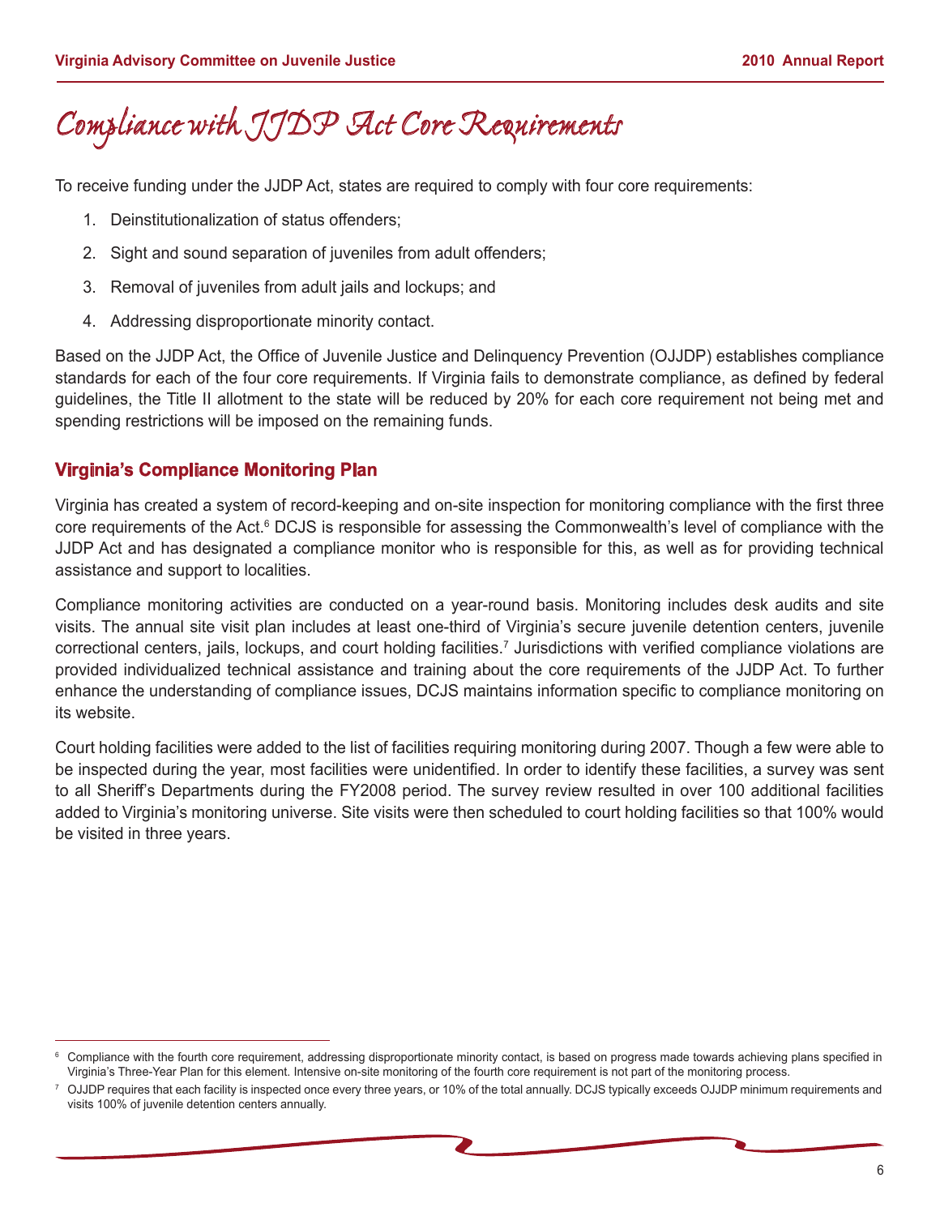# Compliance with JJDP Act Core Requirements

To receive funding under the JJDP Act, states are required to comply with four core requirements:

1. Deinstitutionalization of status offenders;
2. Sight and sound separation of juveniles from adult offenders;
3. Removal of juveniles from adult jails and lockups; and
4. Addressing disproportionate minority contact.

Based on the JJDP Act, the Office of Juvenile Justice and Delinquency Prevention (OJJDP) establishes compliance standards for each of the four core requirements. If Virginia fails to demonstrate compliance, as defined by federal guidelines, the Title II allotment to the state will be reduced by 20% for each core requirement not being met and spending restrictions will be imposed on the remaining funds.

## Virginia's Compliance Monitoring Plan

Virginia has created a system of record-keeping and on-site inspection for monitoring compliance with the first three core requirements of the Act.[6] DCJS is responsible for assessing the Commonwealth's level of compliance with the JJDP Act and has designated a compliance monitor who is responsible for this, as well as for providing technical assistance and support to localities.

Compliance monitoring activities are conducted on a year-round basis. Monitoring includes desk audits and site visits. The annual site visit plan includes at least one-third of Virginia's secure juvenile detention centers, juvenile correctional centers, jails, lockups, and court holding facilities.[7] Jurisdictions with verified compliance violations are provided individualized technical assistance and training about the core requirements of the JJDP Act. To further enhance the understanding of compliance issues, DCJS maintains information specific to compliance monitoring on its website.

Court holding facilities were added to the list of facilities requiring monitoring during 2007. Though a few were able to be inspected during the year, most facilities were unidentified. In order to identify these facilities, a survey was sent to all Sheriff's Departments during the FY2008 period. The survey review resulted in over 100 additional facilities added to Virginia's monitoring universe. Site visits were then scheduled to court holding facilities so that 100% would be visited in three years.

---

[6] Compliance with the fourth core requirement, addressing disproportionate minority contact, is based on progress made towards achieving plans specified in Virginia's Three-Year Plan for this element. Intensive on-site monitoring of the fourth core requirement is not part of the monitoring process.

[7] OJJDP requires that each facility is inspected once every three years, or 10% of the total annually. DCJS typically exceeds OJJDP minimum requirements and visits 100% of juvenile detention centers annually.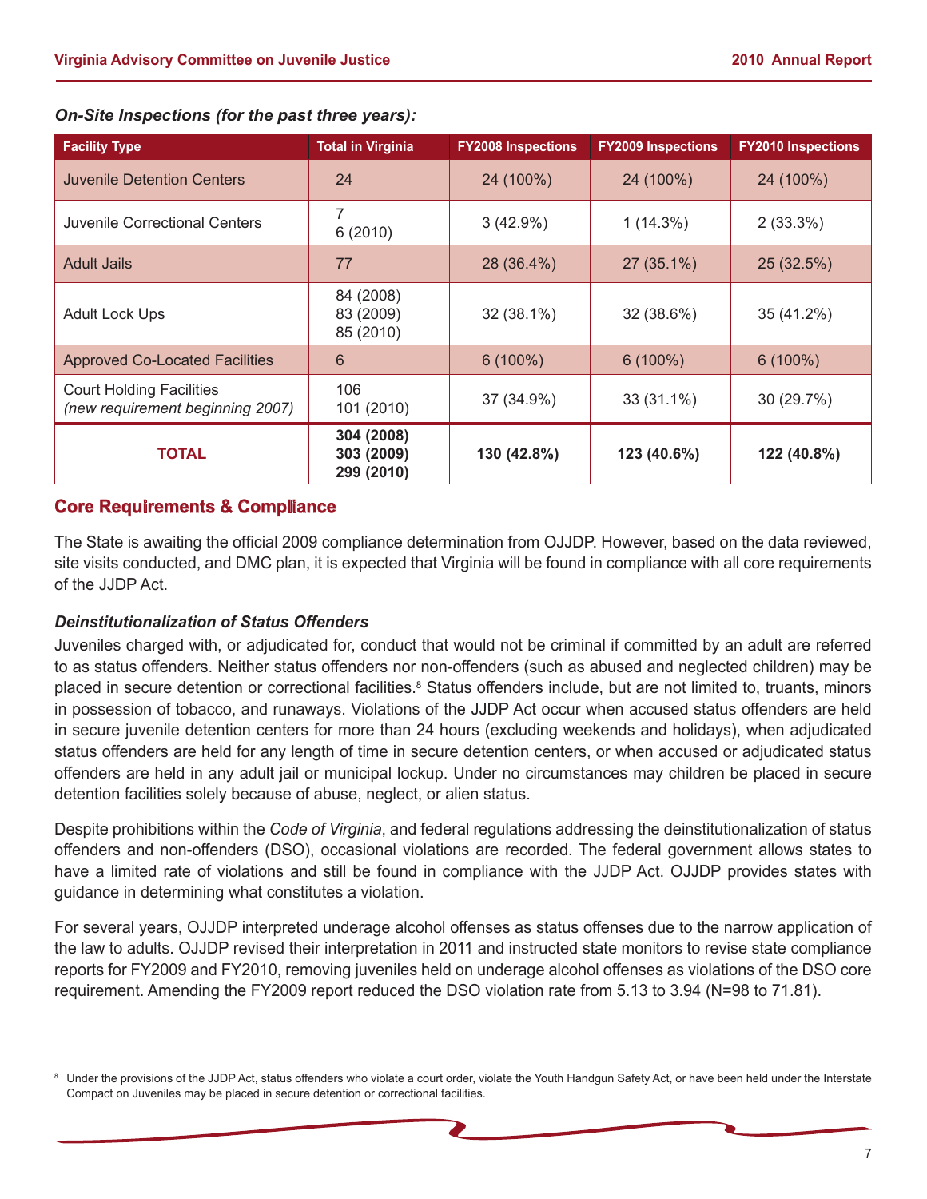*On-Site Inspections (for the past three years):*

| Facility Type | Total in Virginia | FY2008 Inspections | FY2009 Inspections | FY2010 Inspections |
|---|---|---|---|---|
| Juvenile Detention Centers | 24 | 24 (100%) | 24 (100%) | 24 (100%) |
| Juvenile Correctional Centers | 7<br>6 (2010) | 3 (42.9%) | 1 (14.3%) | 2 (33.3%) |
| Adult Jails | 77 | 28 (36.4%) | 27 (35.1%) | 25 (32.5%) |
| Adult Lock Ups | 84 (2008)<br>83 (2009)<br>85 (2010) | 32 (38.1%) | 32 (38.6%) | 35 (41.2%) |
| Approved Co-Located Facilities | 6 | 6 (100%) | 6 (100%) | 6 (100%) |
| Court Holding Facilities<br>*(new requirement beginning 2007)* | 106<br>101 (2010) | 37 (34.9%) | 33 (31.1%) | 30 (29.7%) |
| **TOTAL** | **304 (2008)<br>303 (2009)<br>299 (2010)** | **130 (42.8%)** | **123 (40.6%)** | **122 (40.8%)** |

## Core Requirements & Compliance

The State is awaiting the official 2009 compliance determination from OJJDP. However, based on the data reviewed, site visits conducted, and DMC plan, it is expected that Virginia will be found in compliance with all core requirements of the JJDP Act.

### *Deinstitutionalization of Status Offenders*

Juveniles charged with, or adjudicated for, conduct that would not be criminal if committed by an adult are referred to as status offenders. Neither status offenders nor non-offenders (such as abused and neglected children) may be placed in secure detention or correctional facilities.[8] Status offenders include, but are not limited to, truants, minors in possession of tobacco, and runaways. Violations of the JJDP Act occur when accused status offenders are held in secure juvenile detention centers for more than 24 hours (excluding weekends and holidays), when adjudicated status offenders are held for any length of time in secure detention centers, or when accused or adjudicated status offenders are held in any adult jail or municipal lockup. Under no circumstances may children be placed in secure detention facilities solely because of abuse, neglect, or alien status.

Despite prohibitions within the *Code of Virginia*, and federal regulations addressing the deinstitutionalization of status offenders and non-offenders (DSO), occasional violations are recorded. The federal government allows states to have a limited rate of violations and still be found in compliance with the JJDP Act. OJJDP provides states with guidance in determining what constitutes a violation.

For several years, OJJDP interpreted underage alcohol offenses as status offenses due to the narrow application of the law to adults. OJJDP revised their interpretation in 2011 and instructed state monitors to revise state compliance reports for FY2009 and FY2010, removing juveniles held on underage alcohol offenses as violations of the DSO core requirement. Amending the FY2009 report reduced the DSO violation rate from 5.13 to 3.94 (N=98 to 71.81).

---

[8] Under the provisions of the JJDP Act, status offenders who violate a court order, violate the Youth Handgun Safety Act, or have been held under the Interstate Compact on Juveniles may be placed in secure detention or correctional facilities.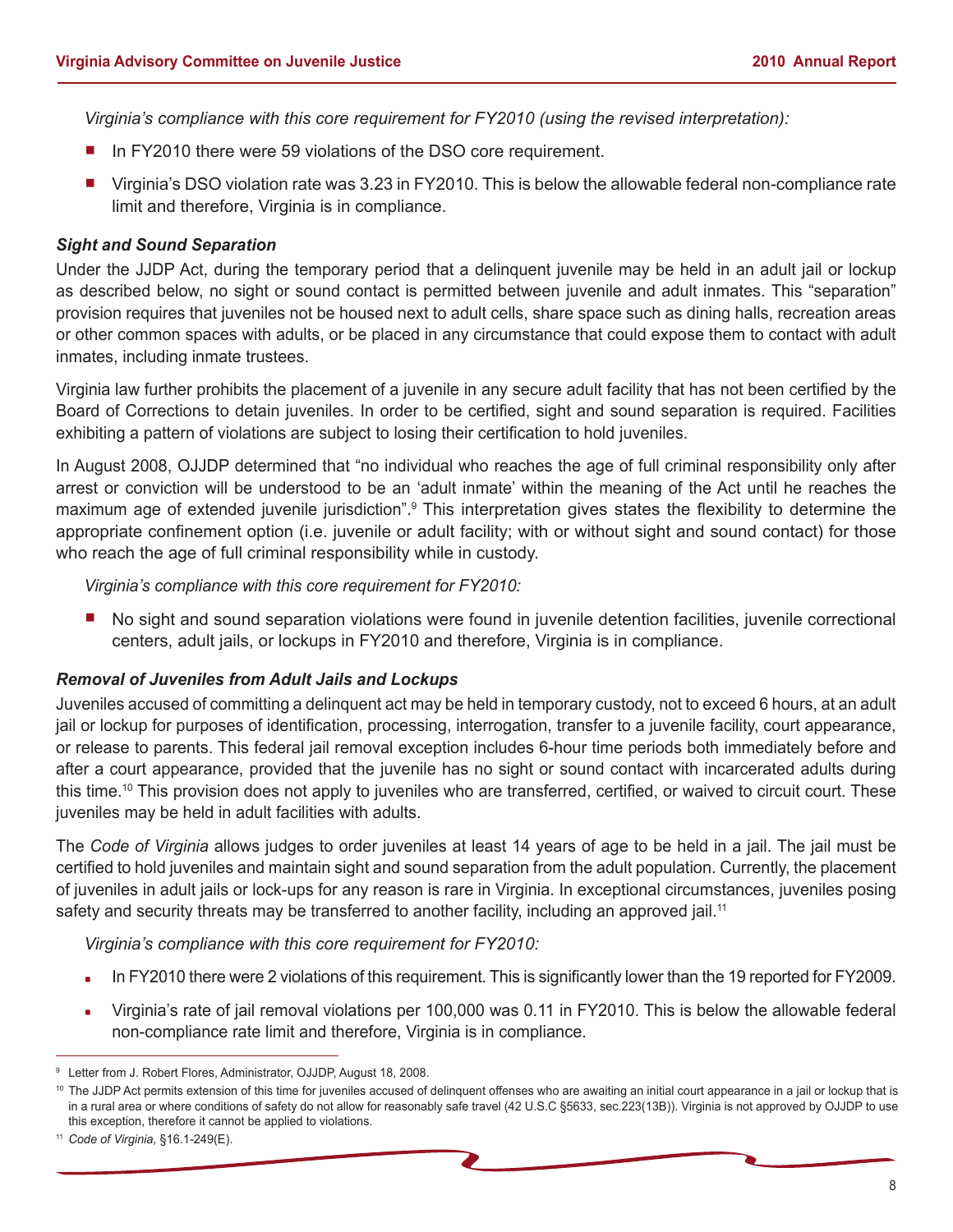*Virginia's compliance with this core requirement for FY2010 (using the revised interpretation):*

- In FY2010 there were 59 violations of the DSO core requirement.
- Virginia's DSO violation rate was 3.23 in FY2010. This is below the allowable federal non-compliance rate limit and therefore, Virginia is in compliance.

### *Sight and Sound Separation*

Under the JJDP Act, during the temporary period that a delinquent juvenile may be held in an adult jail or lockup as described below, no sight or sound contact is permitted between juvenile and adult inmates. This "separation" provision requires that juveniles not be housed next to adult cells, share space such as dining halls, recreation areas or other common spaces with adults, or be placed in any circumstance that could expose them to contact with adult inmates, including inmate trustees.

Virginia law further prohibits the placement of a juvenile in any secure adult facility that has not been certified by the Board of Corrections to detain juveniles. In order to be certified, sight and sound separation is required. Facilities exhibiting a pattern of violations are subject to losing their certification to hold juveniles.

In August 2008, OJJDP determined that "no individual who reaches the age of full criminal responsibility only after arrest or conviction will be understood to be an 'adult inmate' within the meaning of the Act until he reaches the maximum age of extended juvenile jurisdiction".[9] This interpretation gives states the flexibility to determine the appropriate confinement option (i.e. juvenile or adult facility; with or without sight and sound contact) for those who reach the age of full criminal responsibility while in custody.

*Virginia's compliance with this core requirement for FY2010:*

- No sight and sound separation violations were found in juvenile detention facilities, juvenile correctional centers, adult jails, or lockups in FY2010 and therefore, Virginia is in compliance.

### *Removal of Juveniles from Adult Jails and Lockups*

Juveniles accused of committing a delinquent act may be held in temporary custody, not to exceed 6 hours, at an adult jail or lockup for purposes of identification, processing, interrogation, transfer to a juvenile facility, court appearance, or release to parents. This federal jail removal exception includes 6-hour time periods both immediately before and after a court appearance, provided that the juvenile has no sight or sound contact with incarcerated adults during this time.[10] This provision does not apply to juveniles who are transferred, certified, or waived to circuit court. These juveniles may be held in adult facilities with adults.

The *Code of Virginia* allows judges to order juveniles at least 14 years of age to be held in a jail. The jail must be certified to hold juveniles and maintain sight and sound separation from the adult population. Currently, the placement of juveniles in adult jails or lock-ups for any reason is rare in Virginia. In exceptional circumstances, juveniles posing safety and security threats may be transferred to another facility, including an approved jail.[11]

*Virginia's compliance with this core requirement for FY2010:*

- In FY2010 there were 2 violations of this requirement. This is significantly lower than the 19 reported for FY2009.
- Virginia's rate of jail removal violations per 100,000 was 0.11 in FY2010. This is below the allowable federal non-compliance rate limit and therefore, Virginia is in compliance.

---

[9] Letter from J. Robert Flores, Administrator, OJJDP, August 18, 2008.

[10] The JJDP Act permits extension of this time for juveniles accused of delinquent offenses who are awaiting an initial court appearance in a jail or lockup that is in a rural area or where conditions of safety do not allow for reasonably safe travel (42 U.S.C §5633, sec.223(13B)). Virginia is not approved by OJJDP to use this exception, therefore it cannot be applied to violations.

[11] *Code of Virginia,* §16.1-249(E).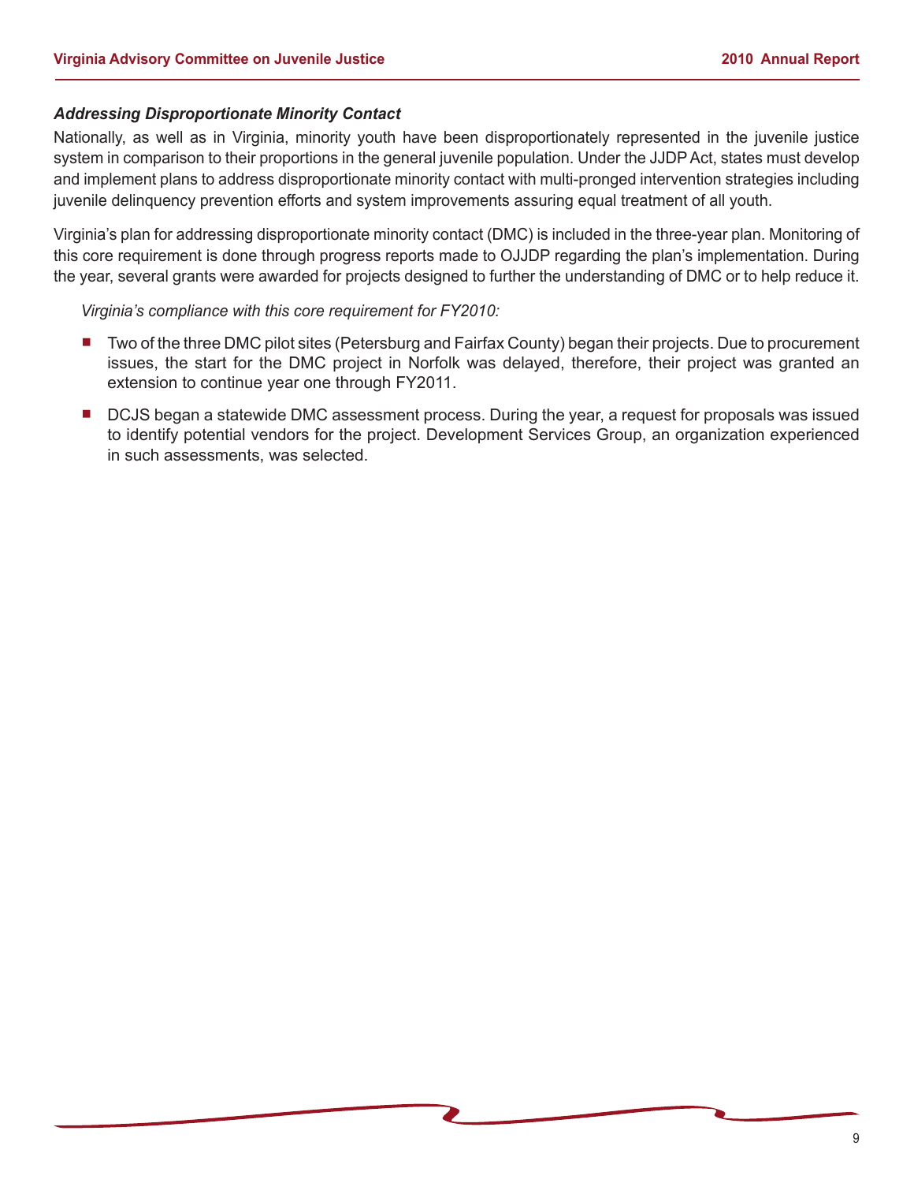### *Addressing Disproportionate Minority Contact*

Nationally, as well as in Virginia, minority youth have been disproportionately represented in the juvenile justice system in comparison to their proportions in the general juvenile population. Under the JJDP Act, states must develop and implement plans to address disproportionate minority contact with multi-pronged intervention strategies including juvenile delinquency prevention efforts and system improvements assuring equal treatment of all youth.

Virginia's plan for addressing disproportionate minority contact (DMC) is included in the three-year plan. Monitoring of this core requirement is done through progress reports made to OJJDP regarding the plan's implementation. During the year, several grants were awarded for projects designed to further the understanding of DMC or to help reduce it.

*Virginia's compliance with this core requirement for FY2010:*

- Two of the three DMC pilot sites (Petersburg and Fairfax County) began their projects. Due to procurement issues, the start for the DMC project in Norfolk was delayed, therefore, their project was granted an extension to continue year one through FY2011.
- DCJS began a statewide DMC assessment process. During the year, a request for proposals was issued to identify potential vendors for the project. Development Services Group, an organization experienced in such assessments, was selected.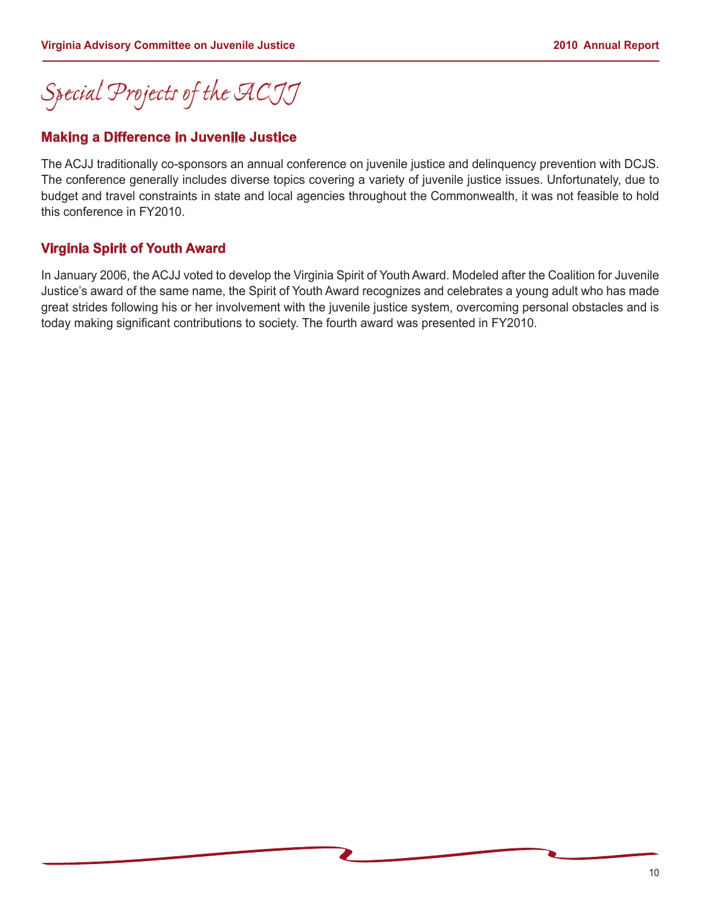# Special Projects of the ACJJ

## Making a Difference in Juvenile Justice

The ACJJ traditionally co-sponsors an annual conference on juvenile justice and delinquency prevention with DCJS. The conference generally includes diverse topics covering a variety of juvenile justice issues. Unfortunately, due to budget and travel constraints in state and local agencies throughout the Commonwealth, it was not feasible to hold this conference in FY2010.

## Virginia Spirit of Youth Award

In January 2006, the ACJJ voted to develop the Virginia Spirit of Youth Award. Modeled after the Coalition for Juvenile Justice's award of the same name, the Spirit of Youth Award recognizes and celebrates a young adult who has made great strides following his or her involvement with the juvenile justice system, overcoming personal obstacles and is today making significant contributions to society. The fourth award was presented in FY2010.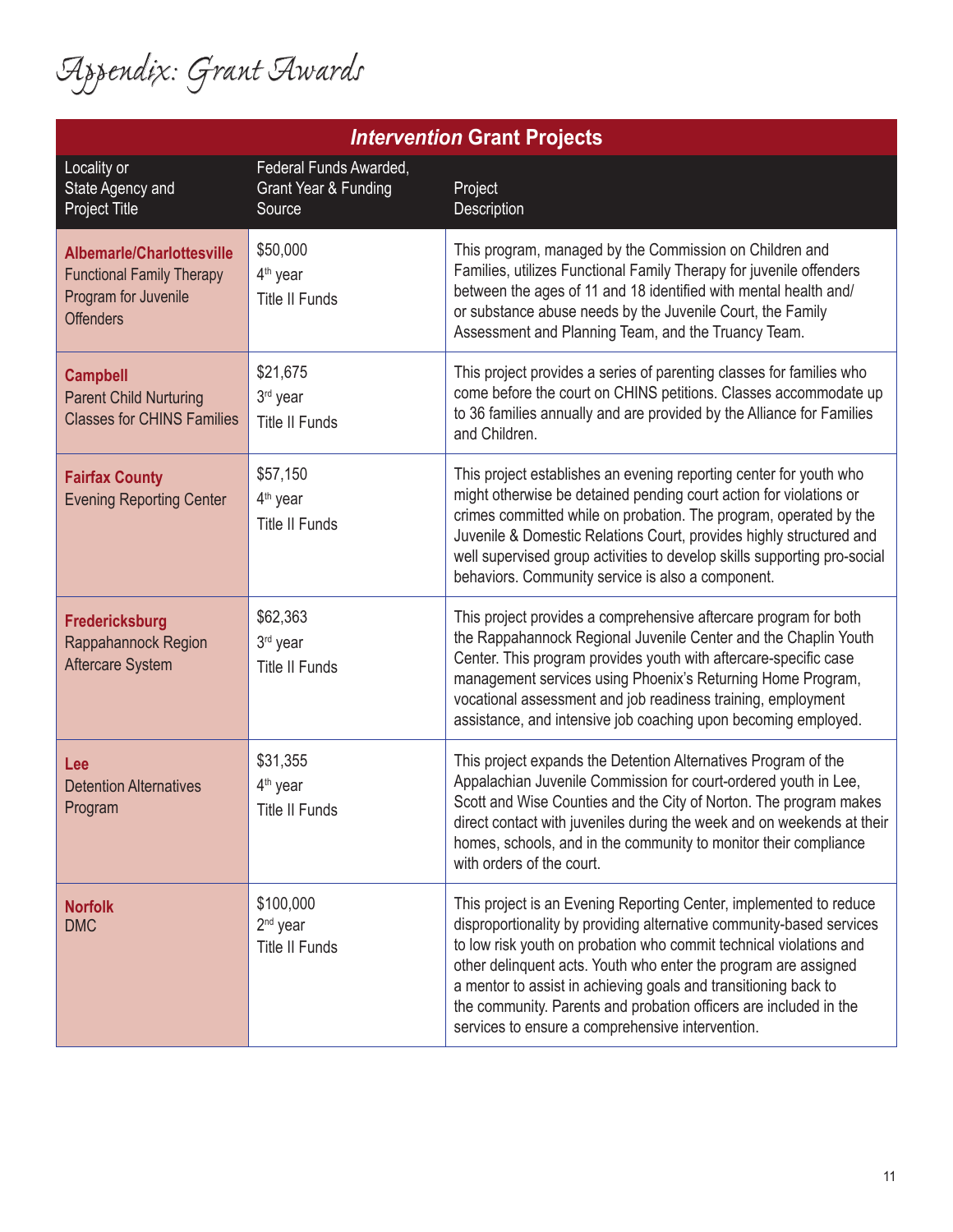# Appendix: Grant Awards

| *Intervention* Grant Projects | | |
|---|---|---|
| Locality or State Agency and Project Title | Federal Funds Awarded, Grant Year & Funding Source | Project Description |
| **Albemarle/Charlottesville** Functional Family Therapy Program for Juvenile Offenders | \$50,000 4th year Title II Funds | This program, managed by the Commission on Children and Families, utilizes Functional Family Therapy for juvenile offenders between the ages of 11 and 18 identified with mental health and/or substance abuse needs by the Juvenile Court, the Family Assessment and Planning Team, and the Truancy Team. |
| **Campbell** Parent Child Nurturing Classes for CHINS Families | \$21,675 3rd year Title II Funds | This project provides a series of parenting classes for families who come before the court on CHINS petitions. Classes accommodate up to 36 families annually and are provided by the Alliance for Families and Children. |
| **Fairfax County** Evening Reporting Center | \$57,150 4th year Title II Funds | This project establishes an evening reporting center for youth who might otherwise be detained pending court action for violations or crimes committed while on probation. The program, operated by the Juvenile & Domestic Relations Court, provides highly structured and well supervised group activities to develop skills supporting pro-social behaviors. Community service is also a component. |
| **Fredericksburg** Rappahannock Region Aftercare System | \$62,363 3rd year Title II Funds | This project provides a comprehensive aftercare program for both the Rappahannock Regional Juvenile Center and the Chaplin Youth Center. This program provides youth with aftercare-specific case management services using Phoenix's Returning Home Program, vocational assessment and job readiness training, employment assistance, and intensive job coaching upon becoming employed. |
| **Lee** Detention Alternatives Program | \$31,355 4th year Title II Funds | This project expands the Detention Alternatives Program of the Appalachian Juvenile Commission for court-ordered youth in Lee, Scott and Wise Counties and the City of Norton. The program makes direct contact with juveniles during the week and on weekends at their homes, schools, and in the community to monitor their compliance with orders of the court. |
| **Norfolk** DMC | \$100,000 2nd year Title II Funds | This project is an Evening Reporting Center, implemented to reduce disproportionality by providing alternative community-based services to low risk youth on probation who commit technical violations and other delinquent acts. Youth who enter the program are assigned a mentor to assist in achieving goals and transitioning back to the community. Parents and probation officers are included in the services to ensure a comprehensive intervention. |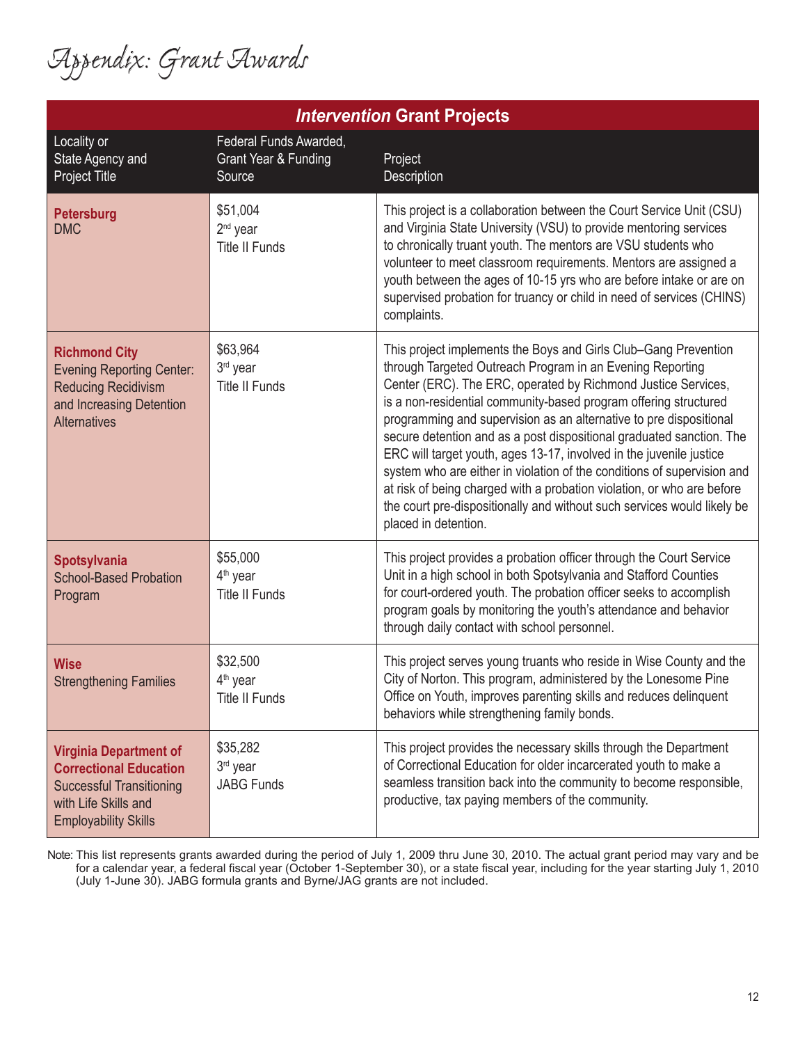# Appendix: Grant Awards

| ***Intervention* Grant Projects** | | |
|---|---|---|
| **Locality or State Agency and Project Title** | **Federal Funds Awarded, Grant Year & Funding Source** | **Project Description** |
| **Petersburg** DMC | \$51,004 2nd year Title II Funds | This project is a collaboration between the Court Service Unit (CSU) and Virginia State University (VSU) to provide mentoring services to chronically truant youth. The mentors are VSU students who volunteer to meet classroom requirements. Mentors are assigned a youth between the ages of 10-15 yrs who are before intake or are on supervised probation for truancy or child in need of services (CHINS) complaints. |
| **Richmond City** Evening Reporting Center: Reducing Recidivism and Increasing Detention Alternatives | \$63,964 3rd year Title II Funds | This project implements the Boys and Girls Club–Gang Prevention through Targeted Outreach Program in an Evening Reporting Center (ERC). The ERC, operated by Richmond Justice Services, is a non-residential community-based program offering structured programming and supervision as an alternative to pre dispositional secure detention and as a post dispositional graduated sanction. The ERC will target youth, ages 13-17, involved in the juvenile justice system who are either in violation of the conditions of supervision and at risk of being charged with a probation violation, or who are before the court pre-dispositionally and without such services would likely be placed in detention. |
| **Spotsylvania** School-Based Probation Program | \$55,000 4th year Title II Funds | This project provides a probation officer through the Court Service Unit in a high school in both Spotsylvania and Stafford Counties for court-ordered youth. The probation officer seeks to accomplish program goals by monitoring the youth's attendance and behavior through daily contact with school personnel. |
| **Wise** Strengthening Families | \$32,500 4th year Title II Funds | This project serves young truants who reside in Wise County and the City of Norton. This program, administered by the Lonesome Pine Office on Youth, improves parenting skills and reduces delinquent behaviors while strengthening family bonds. |
| **Virginia Department of Correctional Education** Successful Transitioning with Life Skills and Employability Skills | \$35,282 3rd year JABG Funds | This project provides the necessary skills through the Department of Correctional Education for older incarcerated youth to make a seamless transition back into the community to become responsible, productive, tax paying members of the community. |

Note: This list represents grants awarded during the period of July 1, 2009 thru June 30, 2010. The actual grant period may vary and be for a calendar year, a federal fiscal year (October 1-September 30), or a state fiscal year, including for the year starting July 1, 2010 (July 1-June 30). JABG formula grants and Byrne/JAG grants are not included.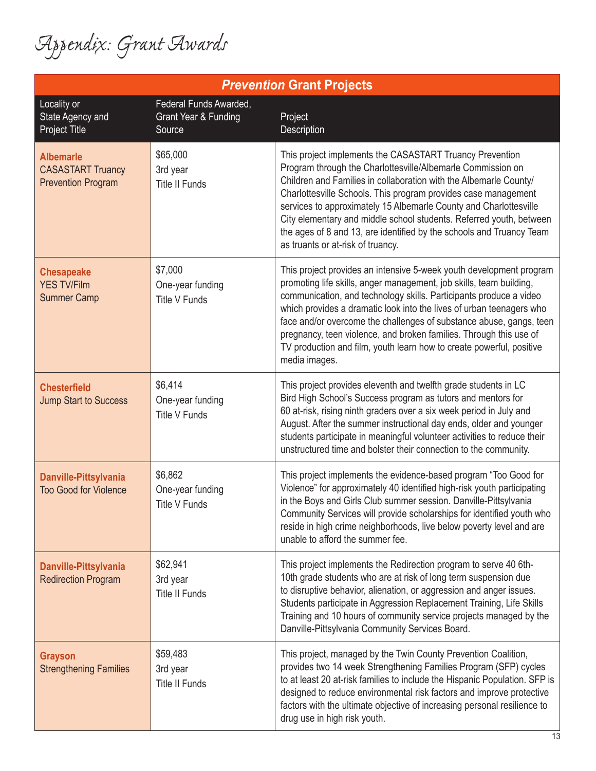# Appendix: Grant Awards

| *Prevention* Grant Projects | | |
|---|---|---|
| Locality or State Agency and Project Title | Federal Funds Awarded, Grant Year & Funding Source | Project Description |
| **Albemarle** CASASTART Truancy Prevention Program | $65,000 3rd year Title II Funds | This project implements the CASASTART Truancy Prevention Program through the Charlottesville/Albemarle Commission on Children and Families in collaboration with the Albemarle County/ Charlottesville Schools. This program provides case management services to approximately 15 Albemarle County and Charlottesville City elementary and middle school students. Referred youth, between the ages of 8 and 13, are identified by the schools and Truancy Team as truants or at-risk of truancy. |
| **Chesapeake** YES TV/Film Summer Camp | $7,000 One-year funding Title V Funds | This project provides an intensive 5-week youth development program promoting life skills, anger management, job skills, team building, communication, and technology skills. Participants produce a video which provides a dramatic look into the lives of urban teenagers who face and/or overcome the challenges of substance abuse, gangs, teen pregnancy, teen violence, and broken families. Through this use of TV production and film, youth learn how to create powerful, positive media images. |
| **Chesterfield** Jump Start to Success | $6,414 One-year funding Title V Funds | This project provides eleventh and twelfth grade students in LC Bird High School's Success program as tutors and mentors for 60 at-risk, rising ninth graders over a six week period in July and August. After the summer instructional day ends, older and younger students participate in meaningful volunteer activities to reduce their unstructured time and bolster their connection to the community. |
| **Danville-Pittsylvania** Too Good for Violence | $6,862 One-year funding Title V Funds | This project implements the evidence-based program "Too Good for Violence" for approximately 40 identified high-risk youth participating in the Boys and Girls Club summer session. Danville-Pittsylvania Community Services will provide scholarships for identified youth who reside in high crime neighborhoods, live below poverty level and are unable to afford the summer fee. |
| **Danville-Pittsylvania** Redirection Program | $62,941 3rd year Title II Funds | This project implements the Redirection program to serve 40 6th-10th grade students who are at risk of long term suspension due to disruptive behavior, alienation, or aggression and anger issues. Students participate in Aggression Replacement Training, Life Skills Training and 10 hours of community service projects managed by the Danville-Pittsylvania Community Services Board. |
| **Grayson** Strengthening Families | $59,483 3rd year Title II Funds | This project, managed by the Twin County Prevention Coalition, provides two 14 week Strengthening Families Program (SFP) cycles to at least 20 at-risk families to include the Hispanic Population. SFP is designed to reduce environmental risk factors and improve protective factors with the ultimate objective of increasing personal resilience to drug use in high risk youth. |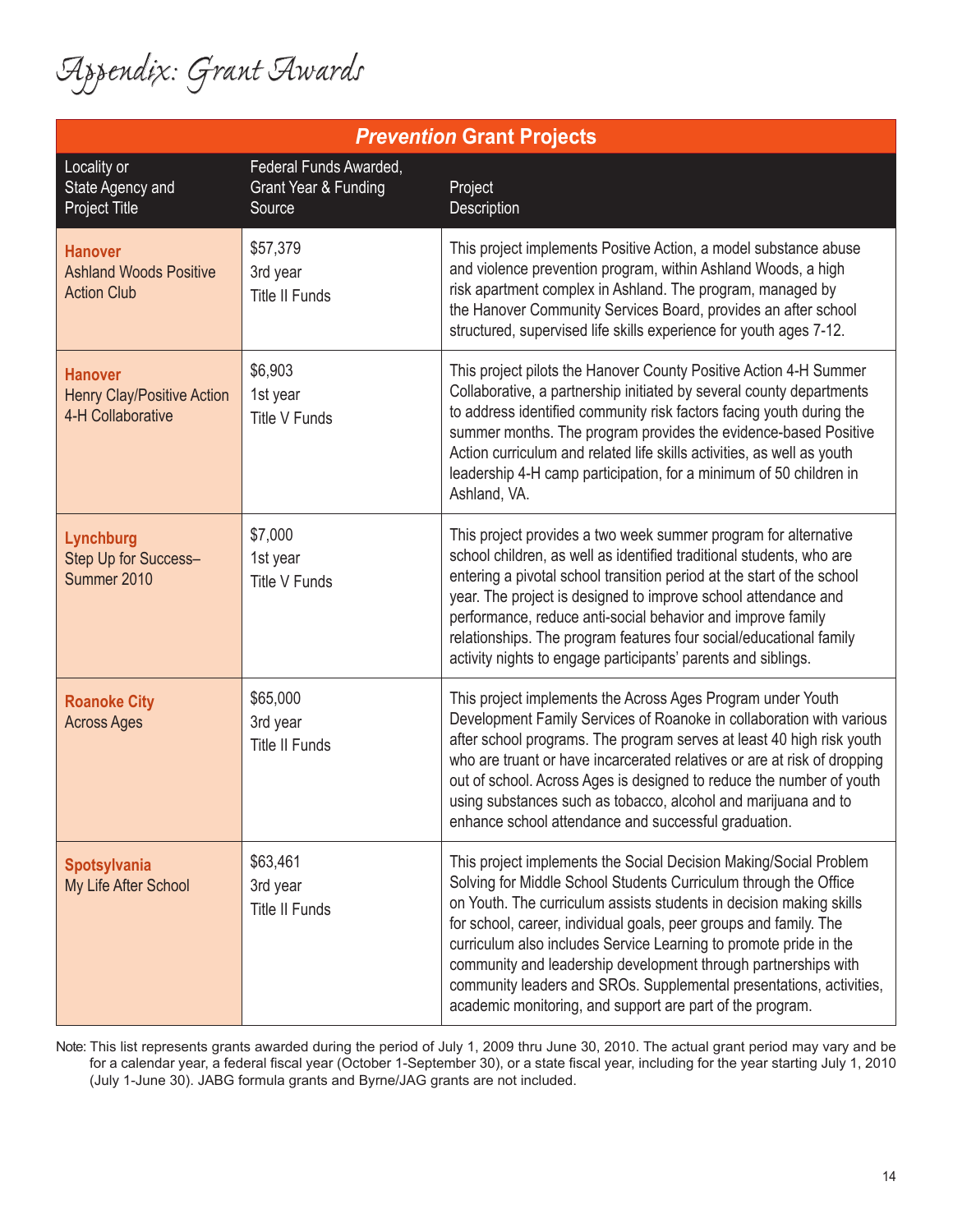# Appendix: Grant Awards

| ***Prevention* Grant Projects** | | |
|---|---|---|
| Locality or State Agency and Project Title | Federal Funds Awarded, Grant Year & Funding Source | Project Description |
| **Hanover** Ashland Woods Positive Action Club | $57,379 3rd year Title II Funds | This project implements Positive Action, a model substance abuse and violence prevention program, within Ashland Woods, a high risk apartment complex in Ashland. The program, managed by the Hanover Community Services Board, provides an after school structured, supervised life skills experience for youth ages 7-12. |
| **Hanover** Henry Clay/Positive Action 4-H Collaborative | $6,903 1st year Title V Funds | This project pilots the Hanover County Positive Action 4-H Summer Collaborative, a partnership initiated by several county departments to address identified community risk factors facing youth during the summer months. The program provides the evidence-based Positive Action curriculum and related life skills activities, as well as youth leadership 4-H camp participation, for a minimum of 50 children in Ashland, VA. |
| **Lynchburg** Step Up for Success– Summer 2010 | $7,000 1st year Title V Funds | This project provides a two week summer program for alternative school children, as well as identified traditional students, who are entering a pivotal school transition period at the start of the school year. The project is designed to improve school attendance and performance, reduce anti-social behavior and improve family relationships. The program features four social/educational family activity nights to engage participants' parents and siblings. |
| **Roanoke City** Across Ages | $65,000 3rd year Title II Funds | This project implements the Across Ages Program under Youth Development Family Services of Roanoke in collaboration with various after school programs. The program serves at least 40 high risk youth who are truant or have incarcerated relatives or are at risk of dropping out of school. Across Ages is designed to reduce the number of youth using substances such as tobacco, alcohol and marijuana and to enhance school attendance and successful graduation. |
| **Spotsylvania** My Life After School | $63,461 3rd year Title II Funds | This project implements the Social Decision Making/Social Problem Solving for Middle School Students Curriculum through the Office on Youth. The curriculum assists students in decision making skills for school, career, individual goals, peer groups and family. The curriculum also includes Service Learning to promote pride in the community and leadership development through partnerships with community leaders and SROs. Supplemental presentations, activities, academic monitoring, and support are part of the program. |

Note: This list represents grants awarded during the period of July 1, 2009 thru June 30, 2010. The actual grant period may vary and be for a calendar year, a federal fiscal year (October 1-September 30), or a state fiscal year, including for the year starting July 1, 2010 (July 1-June 30). JABG formula grants and Byrne/JAG grants are not included.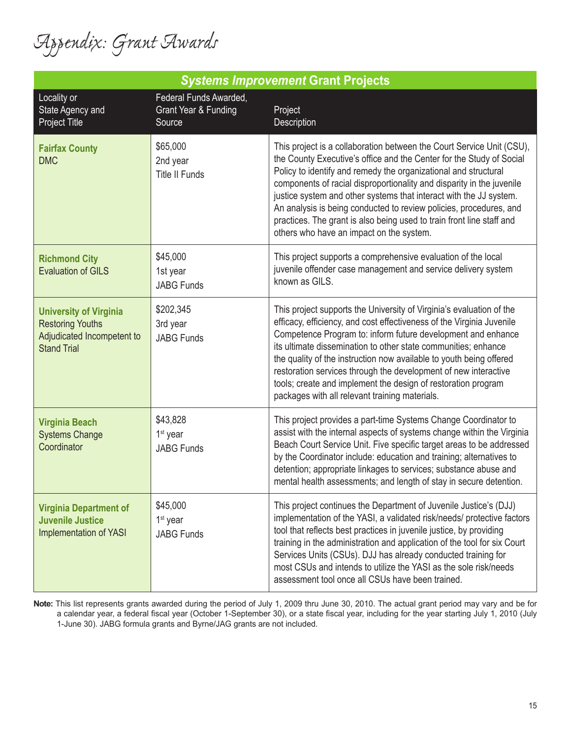# Appendix: Grant Awards

| ***Systems Improvement* Grant Projects** | | |
|---|---|---|
| Locality or State Agency and Project Title | Federal Funds Awarded, Grant Year & Funding Source | Project Description |
| **Fairfax County** DMC | \$65,000 2nd year Title II Funds | This project is a collaboration between the Court Service Unit (CSU), the County Executive's office and the Center for the Study of Social Policy to identify and remedy the organizational and structural components of racial disproportionality and disparity in the juvenile justice system and other systems that interact with the JJ system. An analysis is being conducted to review policies, procedures, and practices. The grant is also being used to train front line staff and others who have an impact on the system. |
| **Richmond City** Evaluation of GILS | \$45,000 1st year JABG Funds | This project supports a comprehensive evaluation of the local juvenile offender case management and service delivery system known as GILS. |
| **University of Virginia** Restoring Youths Adjudicated Incompetent to Stand Trial | \$202,345 3rd year JABG Funds | This project supports the University of Virginia's evaluation of the efficacy, efficiency, and cost effectiveness of the Virginia Juvenile Competence Program to: inform future development and enhance its ultimate dissemination to other state communities; enhance the quality of the instruction now available to youth being offered restoration services through the development of new interactive tools; create and implement the design of restoration program packages with all relevant training materials. |
| **Virginia Beach** Systems Change Coordinator | \$43,828 1st year JABG Funds | This project provides a part-time Systems Change Coordinator to assist with the internal aspects of systems change within the Virginia Beach Court Service Unit. Five specific target areas to be addressed by the Coordinator include: education and training; alternatives to detention; appropriate linkages to services; substance abuse and mental health assessments; and length of stay in secure detention. |
| **Virginia Department of Juvenile Justice** Implementation of YASI | \$45,000 1st year JABG Funds | This project continues the Department of Juvenile Justice's (DJJ) implementation of the YASI, a validated risk/needs/ protective factors tool that reflects best practices in juvenile justice, by providing training in the administration and application of the tool for six Court Services Units (CSUs). DJJ has already conducted training for most CSUs and intends to utilize the YASI as the sole risk/needs assessment tool once all CSUs have been trained. |

**Note:** This list represents grants awarded during the period of July 1, 2009 thru June 30, 2010. The actual grant period may vary and be for a calendar year, a federal fiscal year (October 1-September 30), or a state fiscal year, including for the year starting July 1, 2010 (July 1-June 30). JABG formula grants and Byrne/JAG grants are not included.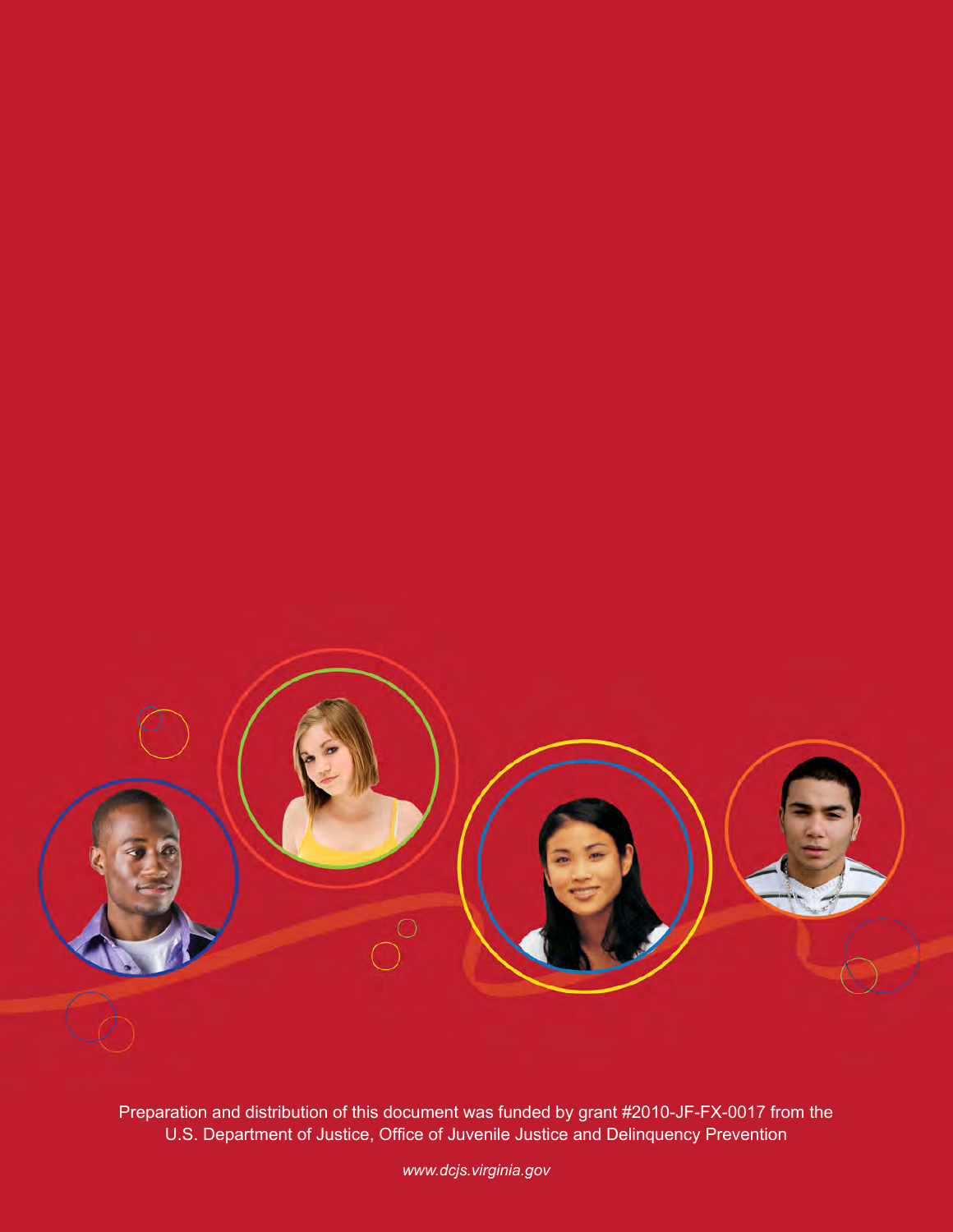Preparation and distribution of this document was funded by grant #2010-JF-FX-0017 from the U.S. Department of Justice, Office of Juvenile Justice and Delinquency Prevention

*www.dcjs.virginia.gov*